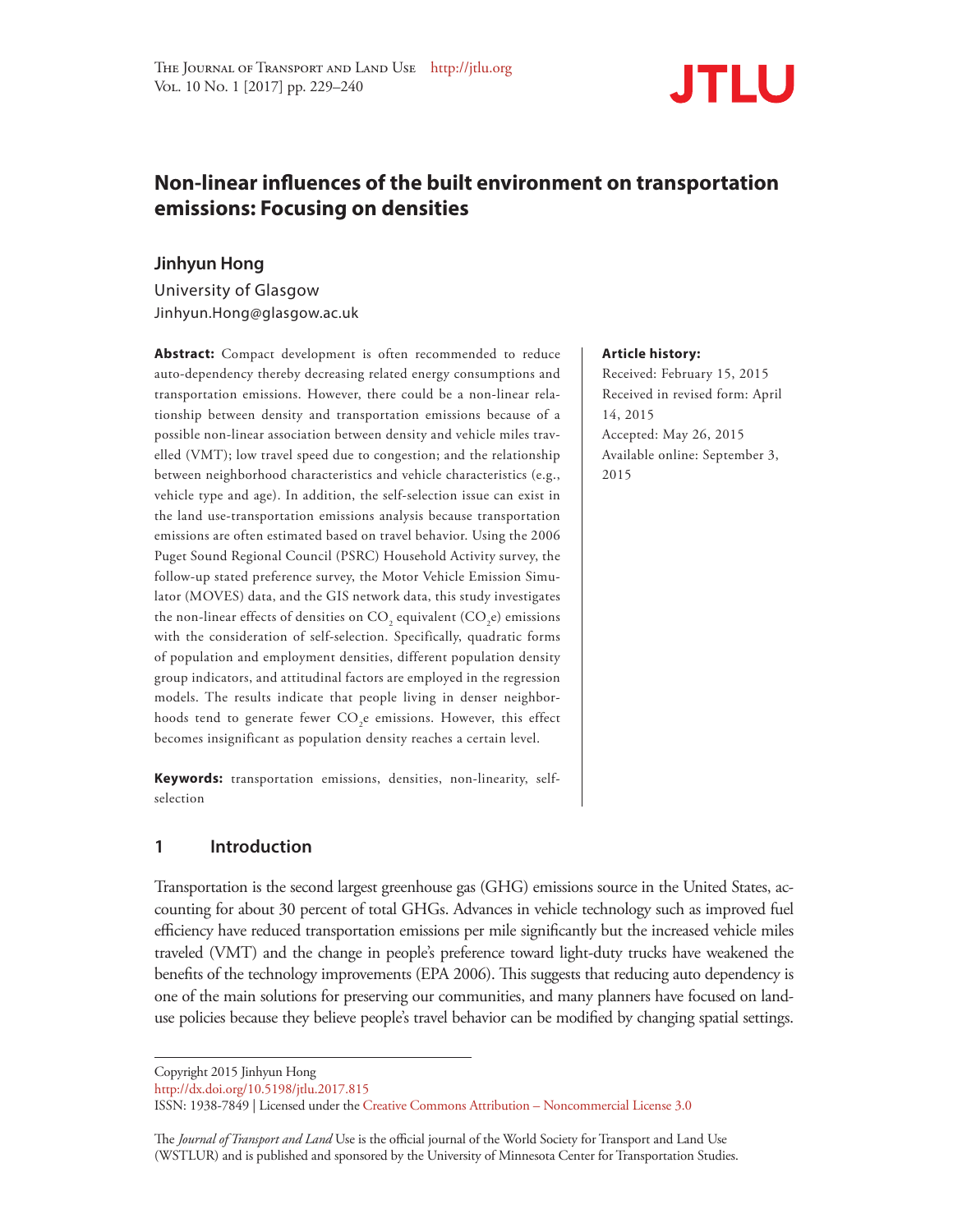# Non-linear influences of the built environment on transportation emissions: Focusing on densities

**Jinhyun Hong**

University of Glasgow

Jinhyun.Hong@glasgow.ac.uk

**Article history:**

Received: February 15, 2015

Received in revised form: April 14, 2015

Accepted: May 26, 2015

Available online: September 3, 2015

**Abstract:** Compact development is often recommended to reduce auto-dependency thereby decreasing related energy consumptions and transportation emissions. However, there could be a non-linear relationship between density and transportation emissions because of a possible non-linear association between density and vehicle miles travelled (VMT); low travel speed due to congestion; and the relationship between neighborhood characteristics and vehicle characteristics (e.g., vehicle type and age). In addition, the self-selection issue can exist in the land use-transportation emissions analysis because transportation emissions are often estimated based on travel behavior. Using the 2006 Puget Sound Regional Council (PSRC) Household Activity survey, the follow-up stated preference survey, the Motor Vehicle Emission Simulator (MOVES) data, and the GIS network data, this study investigates the non-linear effects of densities on $CO_2$ equivalent ($CO_2e$) emissions with the consideration of self-selection. Specifically, quadratic forms of population and employment densities, different population density group indicators, and attitudinal factors are employed in the regression models. The results indicate that people living in denser neighborhoods tend to generate fewer $CO_2e$ emissions. However, this effect becomes insignificant as population density reaches a certain level.

**Keywords:** transportation emissions, densities, non-linearity, self-selection

## 1 Introduction

Transportation is the second largest greenhouse gas (GHG) emissions source in the United States, accounting for about 30 percent of total GHGs. Advances in vehicle technology such as improved fuel efficiency have reduced transportation emissions per mile significantly but the increased vehicle miles traveled (VMT) and the change in people's preference toward light-duty trucks have weakened the benefits of the technology improvements (EPA 2006). This suggests that reducing auto dependency is one of the main solutions for preserving our communities, and many planners have focused on land-use policies because they believe people's travel behavior can be modified by changing spatial settings.

Copyright 2015 Jinhyun Hong

http://dx.doi.org/10.5198/jtlu.2017.815

ISSN: 1938-7849 | Licensed under the Creative Commons Attribution – Noncommercial License 3.0

The *Journal of Transport and Land* Use is the official journal of the World Society for Transport and Land Use (WSTLUR) and is published and sponsored by the University of Minnesota Center for Transportation Studies.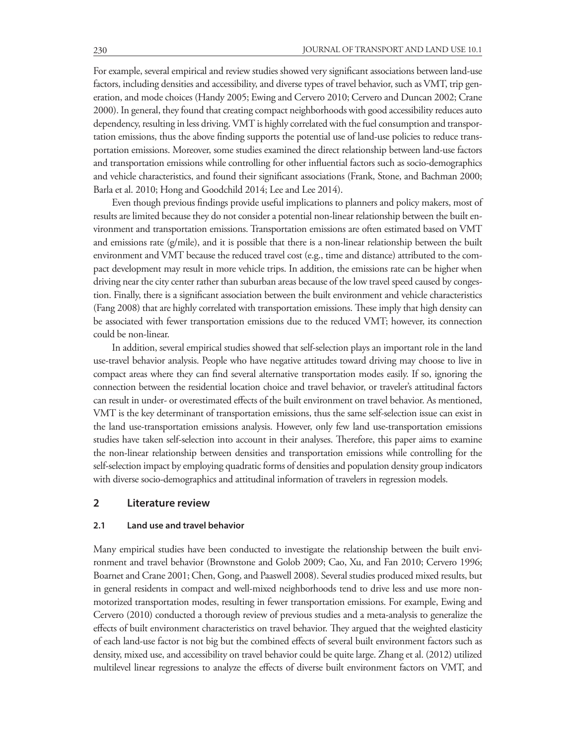For example, several empirical and review studies showed very significant associations between land-use factors, including densities and accessibility, and diverse types of travel behavior, such as VMT, trip generation, and mode choices (Handy 2005; Ewing and Cervero 2010; Cervero and Duncan 2002; Crane 2000). In general, they found that creating compact neighborhoods with good accessibility reduces auto dependency, resulting in less driving. VMT is highly correlated with the fuel consumption and transportation emissions, thus the above finding supports the potential use of land-use policies to reduce transportation emissions. Moreover, some studies examined the direct relationship between land-use factors and transportation emissions while controlling for other influential factors such as socio-demographics and vehicle characteristics, and found their significant associations (Frank, Stone, and Bachman 2000; Barla et al. 2010; Hong and Goodchild 2014; Lee and Lee 2014).

Even though previous findings provide useful implications to planners and policy makers, most of results are limited because they do not consider a potential non-linear relationship between the built environment and transportation emissions. Transportation emissions are often estimated based on VMT and emissions rate (g/mile), and it is possible that there is a non-linear relationship between the built environment and VMT because the reduced travel cost (e.g., time and distance) attributed to the compact development may result in more vehicle trips. In addition, the emissions rate can be higher when driving near the city center rather than suburban areas because of the low travel speed caused by congestion. Finally, there is a significant association between the built environment and vehicle characteristics (Fang 2008) that are highly correlated with transportation emissions. These imply that high density can be associated with fewer transportation emissions due to the reduced VMT; however, its connection could be non-linear.

In addition, several empirical studies showed that self-selection plays an important role in the land use-travel behavior analysis. People who have negative attitudes toward driving may choose to live in compact areas where they can find several alternative transportation modes easily. If so, ignoring the connection between the residential location choice and travel behavior, or traveler's attitudinal factors can result in under- or overestimated effects of the built environment on travel behavior. As mentioned, VMT is the key determinant of transportation emissions, thus the same self-selection issue can exist in the land use-transportation emissions analysis. However, only few land use-transportation emissions studies have taken self-selection into account in their analyses. Therefore, this paper aims to examine the non-linear relationship between densities and transportation emissions while controlling for the self-selection impact by employing quadratic forms of densities and population density group indicators with diverse socio-demographics and attitudinal information of travelers in regression models.

## 2 Literature review

### 2.1 Land use and travel behavior

Many empirical studies have been conducted to investigate the relationship between the built environment and travel behavior (Brownstone and Golob 2009; Cao, Xu, and Fan 2010; Cervero 1996; Boarnet and Crane 2001; Chen, Gong, and Paaswell 2008). Several studies produced mixed results, but in general residents in compact and well-mixed neighborhoods tend to drive less and use more non-motorized transportation modes, resulting in fewer transportation emissions. For example, Ewing and Cervero (2010) conducted a thorough review of previous studies and a meta-analysis to generalize the effects of built environment characteristics on travel behavior. They argued that the weighted elasticity of each land-use factor is not big but the combined effects of several built environment factors such as density, mixed use, and accessibility on travel behavior could be quite large. Zhang et al. (2012) utilized multilevel linear regressions to analyze the effects of diverse built environment factors on VMT, and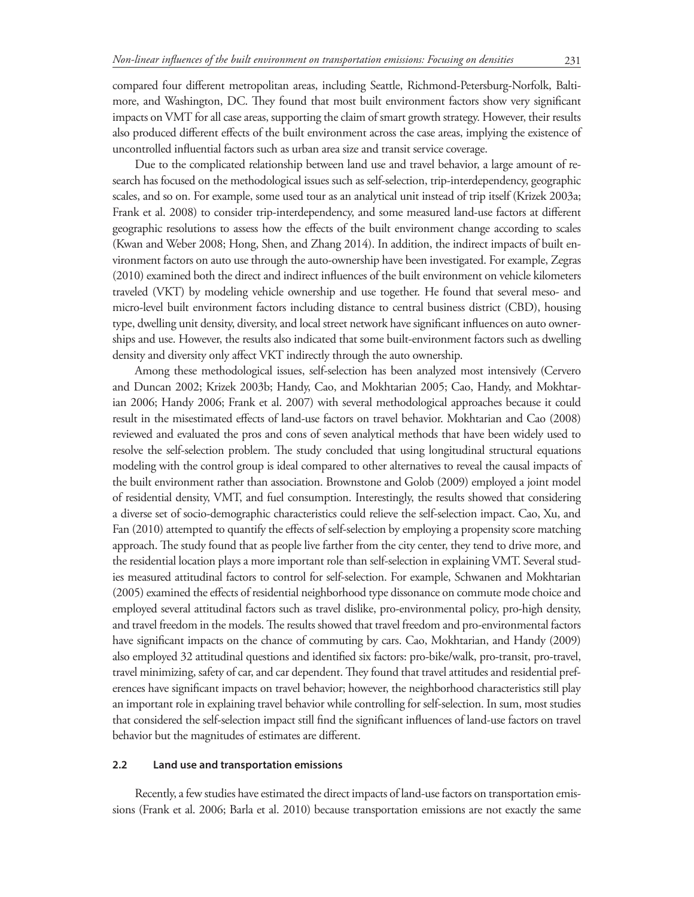compared four different metropolitan areas, including Seattle, Richmond-Petersburg-Norfolk, Baltimore, and Washington, DC. They found that most built environment factors show very significant impacts on VMT for all case areas, supporting the claim of smart growth strategy. However, their results also produced different effects of the built environment across the case areas, implying the existence of uncontrolled influential factors such as urban area size and transit service coverage.

Due to the complicated relationship between land use and travel behavior, a large amount of research has focused on the methodological issues such as self-selection, trip-interdependency, geographic scales, and so on. For example, some used tour as an analytical unit instead of trip itself (Krizek 2003a; Frank et al. 2008) to consider trip-interdependency, and some measured land-use factors at different geographic resolutions to assess how the effects of the built environment change according to scales (Kwan and Weber 2008; Hong, Shen, and Zhang 2014). In addition, the indirect impacts of built environment factors on auto use through the auto-ownership have been investigated. For example, Zegras (2010) examined both the direct and indirect influences of the built environment on vehicle kilometers traveled (VKT) by modeling vehicle ownership and use together. He found that several meso- and micro-level built environment factors including distance to central business district (CBD), housing type, dwelling unit density, diversity, and local street network have significant influences on auto ownerships and use. However, the results also indicated that some built-environment factors such as dwelling density and diversity only affect VKT indirectly through the auto ownership.

Among these methodological issues, self-selection has been analyzed most intensively (Cervero and Duncan 2002; Krizek 2003b; Handy, Cao, and Mokhtarian 2005; Cao, Handy, and Mokhtarian 2006; Handy 2006; Frank et al. 2007) with several methodological approaches because it could result in the misestimated effects of land-use factors on travel behavior. Mokhtarian and Cao (2008) reviewed and evaluated the pros and cons of seven analytical methods that have been widely used to resolve the self-selection problem. The study concluded that using longitudinal structural equations modeling with the control group is ideal compared to other alternatives to reveal the causal impacts of the built environment rather than association. Brownstone and Golob (2009) employed a joint model of residential density, VMT, and fuel consumption. Interestingly, the results showed that considering a diverse set of socio-demographic characteristics could relieve the self-selection impact. Cao, Xu, and Fan (2010) attempted to quantify the effects of self-selection by employing a propensity score matching approach. The study found that as people live farther from the city center, they tend to drive more, and the residential location plays a more important role than self-selection in explaining VMT. Several studies measured attitudinal factors to control for self-selection. For example, Schwanen and Mokhtarian (2005) examined the effects of residential neighborhood type dissonance on commute mode choice and employed several attitudinal factors such as travel dislike, pro-environmental policy, pro-high density, and travel freedom in the models. The results showed that travel freedom and pro-environmental factors have significant impacts on the chance of commuting by cars. Cao, Mokhtarian, and Handy (2009) also employed 32 attitudinal questions and identified six factors: pro-bike/walk, pro-transit, pro-travel, travel minimizing, safety of car, and car dependent. They found that travel attitudes and residential preferences have significant impacts on travel behavior; however, the neighborhood characteristics still play an important role in explaining travel behavior while controlling for self-selection. In sum, most studies that considered the self-selection impact still find the significant influences of land-use factors on travel behavior but the magnitudes of estimates are different.

### 2.2 Land use and transportation emissions

Recently, a few studies have estimated the direct impacts of land-use factors on transportation emissions (Frank et al. 2006; Barla et al. 2010) because transportation emissions are not exactly the same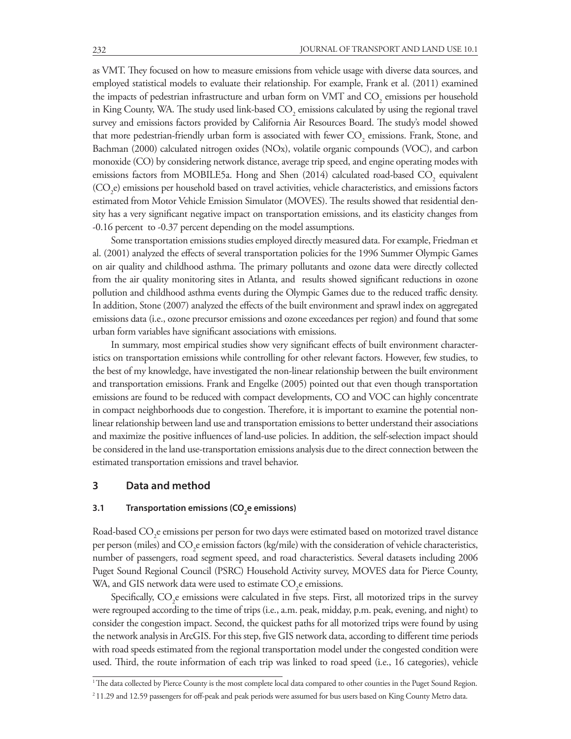as VMT. They focused on how to measure emissions from vehicle usage with diverse data sources, and employed statistical models to evaluate their relationship. For example, Frank et al. (2011) examined the impacts of pedestrian infrastructure and urban form on VMT and $CO_2$ emissions per household in King County, WA. The study used link-based $CO_2$ emissions calculated by using the regional travel survey and emissions factors provided by California Air Resources Board. The study's model showed that more pedestrian-friendly urban form is associated with fewer $CO_2$ emissions. Frank, Stone, and Bachman (2000) calculated nitrogen oxides (NOx), volatile organic compounds (VOC), and carbon monoxide (CO) by considering network distance, average trip speed, and engine operating modes with emissions factors from MOBILE5a. Hong and Shen (2014) calculated road-based $CO_2$ equivalent ($CO_2$e) emissions per household based on travel activities, vehicle characteristics, and emissions factors estimated from Motor Vehicle Emission Simulator (MOVES). The results showed that residential density has a very significant negative impact on transportation emissions, and its elasticity changes from -0.16 percent to -0.37 percent depending on the model assumptions.

Some transportation emissions studies employed directly measured data. For example, Friedman et al. (2001) analyzed the effects of several transportation policies for the 1996 Summer Olympic Games on air quality and childhood asthma. The primary pollutants and ozone data were directly collected from the air quality monitoring sites in Atlanta, and results showed significant reductions in ozone pollution and childhood asthma events during the Olympic Games due to the reduced traffic density. In addition, Stone (2007) analyzed the effects of the built environment and sprawl index on aggregated emissions data (i.e., ozone precursor emissions and ozone exceedances per region) and found that some urban form variables have significant associations with emissions.

In summary, most empirical studies show very significant effects of built environment characteristics on transportation emissions while controlling for other relevant factors. However, few studies, to the best of my knowledge, have investigated the non-linear relationship between the built environment and transportation emissions. Frank and Engelke (2005) pointed out that even though transportation emissions are found to be reduced with compact developments, CO and VOC can highly concentrate in compact neighborhoods due to congestion. Therefore, it is important to examine the potential non-linear relationship between land use and transportation emissions to better understand their associations and maximize the positive influences of land-use policies. In addition, the self-selection impact should be considered in the land use-transportation emissions analysis due to the direct connection between the estimated transportation emissions and travel behavior.

## 3 Data and method

### 3.1 Transportation emissions ($CO_2$e emissions)

Road-based $CO_2$e emissions per person for two days were estimated based on motorized travel distance per person (miles) and $CO_2$e emission factors (kg/mile) with the consideration of vehicle characteristics, number of passengers, road segment speed, and road characteristics. Several datasets including 2006 Puget Sound Regional Council (PSRC) Household Activity survey, MOVES data for Pierce County, WA, and GIS network data were used to estimate $CO_2$e emissions.

Specifically, $CO_2$e emissions were calculated in five steps. First, all motorized trips in the survey were regrouped according to the time of trips (i.e., a.m. peak, midday, p.m. peak, evening, and night) to consider the congestion impact. Second, the quickest paths for all motorized trips were found by using the network analysis in ArcGIS. For this step, five GIS network data, according to different time periods with road speeds estimated from the regional transportation model under the congested condition were used. Third, the route information of each trip was linked to road speed (i.e., 16 categories), vehicle

[1] The data collected by Pierce County is the most complete local data compared to other counties in the Puget Sound Region.

[2] 11.29 and 12.59 passengers for off-peak and peak periods were assumed for bus users based on King County Metro data.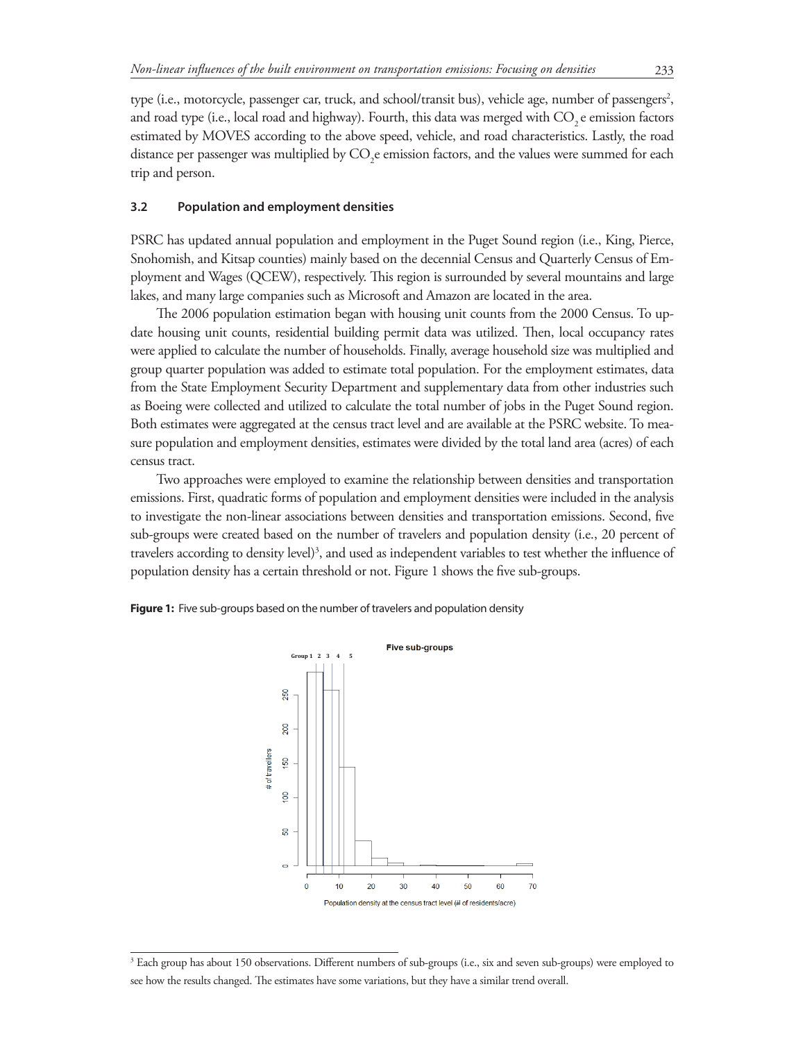type (i.e., motorcycle, passenger car, truck, and school/transit bus), vehicle age, number of passengers[2], and road type (i.e., local road and highway). Fourth, this data was merged with $CO_2$e emission factors estimated by MOVES according to the above speed, vehicle, and road characteristics. Lastly, the road distance per passenger was multiplied by $CO_2$e emission factors, and the values were summed for each trip and person.

### 3.2 Population and employment densities

PSRC has updated annual population and employment in the Puget Sound region (i.e., King, Pierce, Snohomish, and Kitsap counties) mainly based on the decennial Census and Quarterly Census of Employment and Wages (QCEW), respectively. This region is surrounded by several mountains and large lakes, and many large companies such as Microsoft and Amazon are located in the area.

The 2006 population estimation began with housing unit counts from the 2000 Census. To update housing unit counts, residential building permit data was utilized. Then, local occupancy rates were applied to calculate the number of households. Finally, average household size was multiplied and group quarter population was added to estimate total population. For the employment estimates, data from the State Employment Security Department and supplementary data from other industries such as Boeing were collected and utilized to calculate the total number of jobs in the Puget Sound region. Both estimates were aggregated at the census tract level and are available at the PSRC website. To measure population and employment densities, estimates were divided by the total land area (acres) of each census tract.

Two approaches were employed to examine the relationship between densities and transportation emissions. First, quadratic forms of population and employment densities were included in the analysis to investigate the non-linear associations between densities and transportation emissions. Second, five sub-groups were created based on the number of travelers and population density (i.e., 20 percent of travelers according to density level)[3], and used as independent variables to test whether the influence of population density has a certain threshold or not. Figure 1 shows the five sub-groups.

**Figure 1:** Five sub-groups based on the number of travelers and population density

[3] Each group has about 150 observations. Different numbers of sub-groups (i.e., six and seven sub-groups) were employed to see how the results changed. The estimates have some variations, but they have a similar trend overall.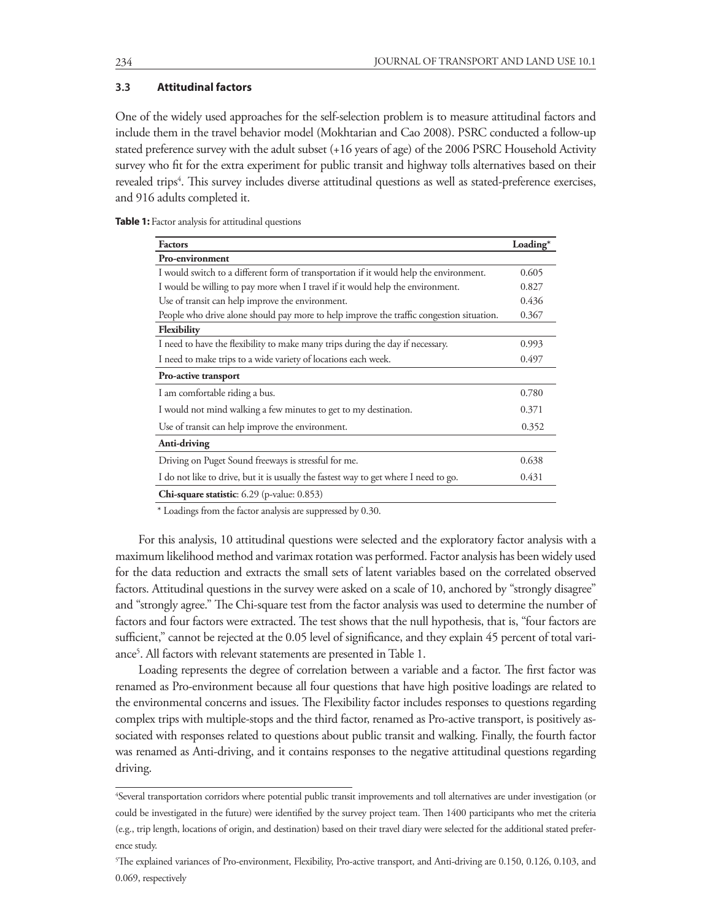### 3.3 Attitudinal factors

One of the widely used approaches for the self-selection problem is to measure attitudinal factors and include them in the travel behavior model (Mokhtarian and Cao 2008). PSRC conducted a follow-up stated preference survey with the adult subset (+16 years of age) of the 2006 PSRC Household Activity survey who fit for the extra experiment for public transit and highway tolls alternatives based on their revealed trips[4]. This survey includes diverse attitudinal questions as well as stated-preference exercises, and 916 adults completed it.

**Table 1:** Factor analysis for attitudinal questions

| Factors | Loading* |
|---|---|
| **Pro-environment** | |
| I would switch to a different form of transportation if it would help the environment. | 0.605 |
| I would be willing to pay more when I travel if it would help the environment. | 0.827 |
| Use of transit can help improve the environment. | 0.436 |
| People who drive alone should pay more to help improve the traffic congestion situation. | 0.367 |
| **Flexibility** | |
| I need to have the flexibility to make many trips during the day if necessary. | 0.993 |
| I need to make trips to a wide variety of locations each week. | 0.497 |
| **Pro-active transport** | |
| I am comfortable riding a bus. | 0.780 |
| I would not mind walking a few minutes to get to my destination. | 0.371 |
| Use of transit can help improve the environment. | 0.352 |
| **Anti-driving** | |
| Driving on Puget Sound freeways is stressful for me. | 0.638 |
| I do not like to drive, but it is usually the fastest way to get where I need to go. | 0.431 |
| **Chi-square statistic**: 6.29 (p-value: 0.853) | |

\* Loadings from the factor analysis are suppressed by 0.30.

For this analysis, 10 attitudinal questions were selected and the exploratory factor analysis with a maximum likelihood method and varimax rotation was performed. Factor analysis has been widely used for the data reduction and extracts the small sets of latent variables based on the correlated observed factors. Attitudinal questions in the survey were asked on a scale of 10, anchored by "strongly disagree" and "strongly agree." The Chi-square test from the factor analysis was used to determine the number of factors and four factors were extracted. The test shows that the null hypothesis, that is, "four factors are sufficient," cannot be rejected at the 0.05 level of significance, and they explain 45 percent of total variance[5]. All factors with relevant statements are presented in Table 1.

Loading represents the degree of correlation between a variable and a factor. The first factor was renamed as Pro-environment because all four questions that have high positive loadings are related to the environmental concerns and issues. The Flexibility factor includes responses to questions regarding complex trips with multiple-stops and the third factor, renamed as Pro-active transport, is positively associated with responses related to questions about public transit and walking. Finally, the fourth factor was renamed as Anti-driving, and it contains responses to the negative attitudinal questions regarding driving.

---

[4] Several transportation corridors where potential public transit improvements and toll alternatives are under investigation (or could be investigated in the future) were identified by the survey project team. Then 1400 participants who met the criteria (e.g., trip length, locations of origin, and destination) based on their travel diary were selected for the additional stated preference study.

[5] The explained variances of Pro-environment, Flexibility, Pro-active transport, and Anti-driving are 0.150, 0.126, 0.103, and 0.069, respectively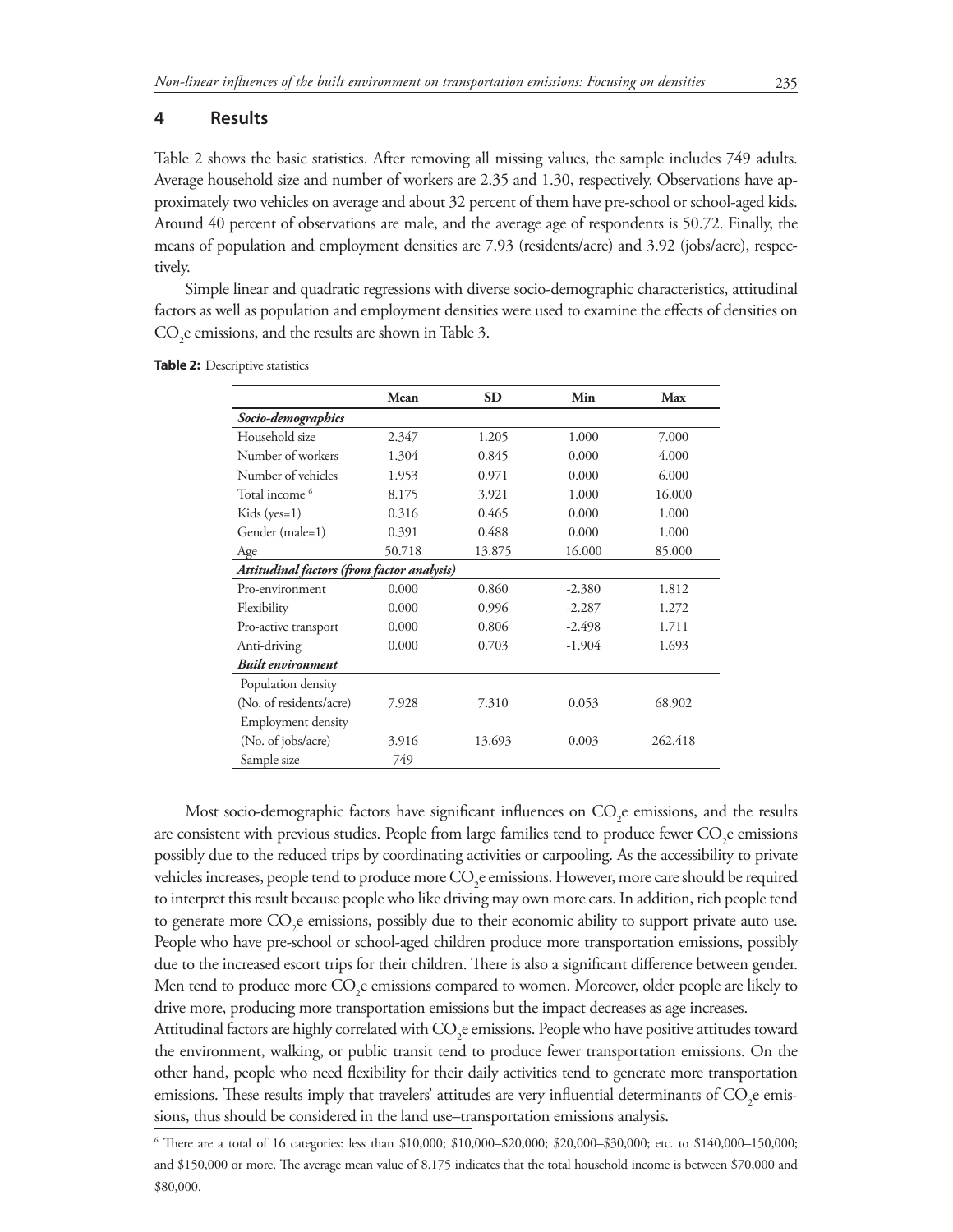## 4 Results

Table 2 shows the basic statistics. After removing all missing values, the sample includes 749 adults. Average household size and number of workers are 2.35 and 1.30, respectively. Observations have approximately two vehicles on average and about 32 percent of them have pre-school or school-aged kids. Around 40 percent of observations are male, and the average age of respondents is 50.72. Finally, the means of population and employment densities are 7.93 (residents/acre) and 3.92 (jobs/acre), respectively.

Simple linear and quadratic regressions with diverse socio-demographic characteristics, attitudinal factors as well as population and employment densities were used to examine the effects of densities on $CO_2e$ emissions, and the results are shown in Table 3.

**Table 2:** Descriptive statistics

| | Mean | SD | Min | Max |
|---|---|---|---|---|
| ***Socio-demographics*** | | | | |
| Household size | 2.347 | 1.205 | 1.000 | 7.000 |
| Number of workers | 1.304 | 0.845 | 0.000 | 4.000 |
| Number of vehicles | 1.953 | 0.971 | 0.000 | 6.000 |
| Total income [6] | 8.175 | 3.921 | 1.000 | 16.000 |
| Kids (yes=1) | 0.316 | 0.465 | 0.000 | 1.000 |
| Gender (male=1) | 0.391 | 0.488 | 0.000 | 1.000 |
| Age | 50.718 | 13.875 | 16.000 | 85.000 |
| ***Attitudinal factors (from factor analysis)*** | | | | |
| Pro-environment | 0.000 | 0.860 | -2.380 | 1.812 |
| Flexibility | 0.000 | 0.996 | -2.287 | 1.272 |
| Pro-active transport | 0.000 | 0.806 | -2.498 | 1.711 |
| Anti-driving | 0.000 | 0.703 | -1.904 | 1.693 |
| ***Built environment*** | | | | |
| Population density (No. of residents/acre) | 7.928 | 7.310 | 0.053 | 68.902 |
| Employment density (No. of jobs/acre) | 3.916 | 13.693 | 0.003 | 262.418 |
| Sample size | 749 | | | |

Most socio-demographic factors have significant influences on $CO_2e$ emissions, and the results are consistent with previous studies. People from large families tend to produce fewer $CO_2e$ emissions possibly due to the reduced trips by coordinating activities or carpooling. As the accessibility to private vehicles increases, people tend to produce more $CO_2e$ emissions. However, more care should be required to interpret this result because people who like driving may own more cars. In addition, rich people tend to generate more $CO_2e$ emissions, possibly due to their economic ability to support private auto use. People who have pre-school or school-aged children produce more transportation emissions, possibly due to the increased escort trips for their children. There is also a significant difference between gender. Men tend to produce more $CO_2e$ emissions compared to women. Moreover, older people are likely to drive more, producing more transportation emissions but the impact decreases as age increases.

Attitudinal factors are highly correlated with $CO_2e$ emissions. People who have positive attitudes toward the environment, walking, or public transit tend to produce fewer transportation emissions. On the other hand, people who need flexibility for their daily activities tend to generate more transportation emissions. These results imply that travelers' attitudes are very influential determinants of $CO_2e$ emissions, thus should be considered in the land use–transportation emissions analysis.

[6] There are a total of 16 categories: less than \$10,000; \$10,000–\$20,000; \$20,000–\$30,000; etc. to \$140,000–150,000; and \$150,000 or more. The average mean value of 8.175 indicates that the total household income is between \$70,000 and \$80,000.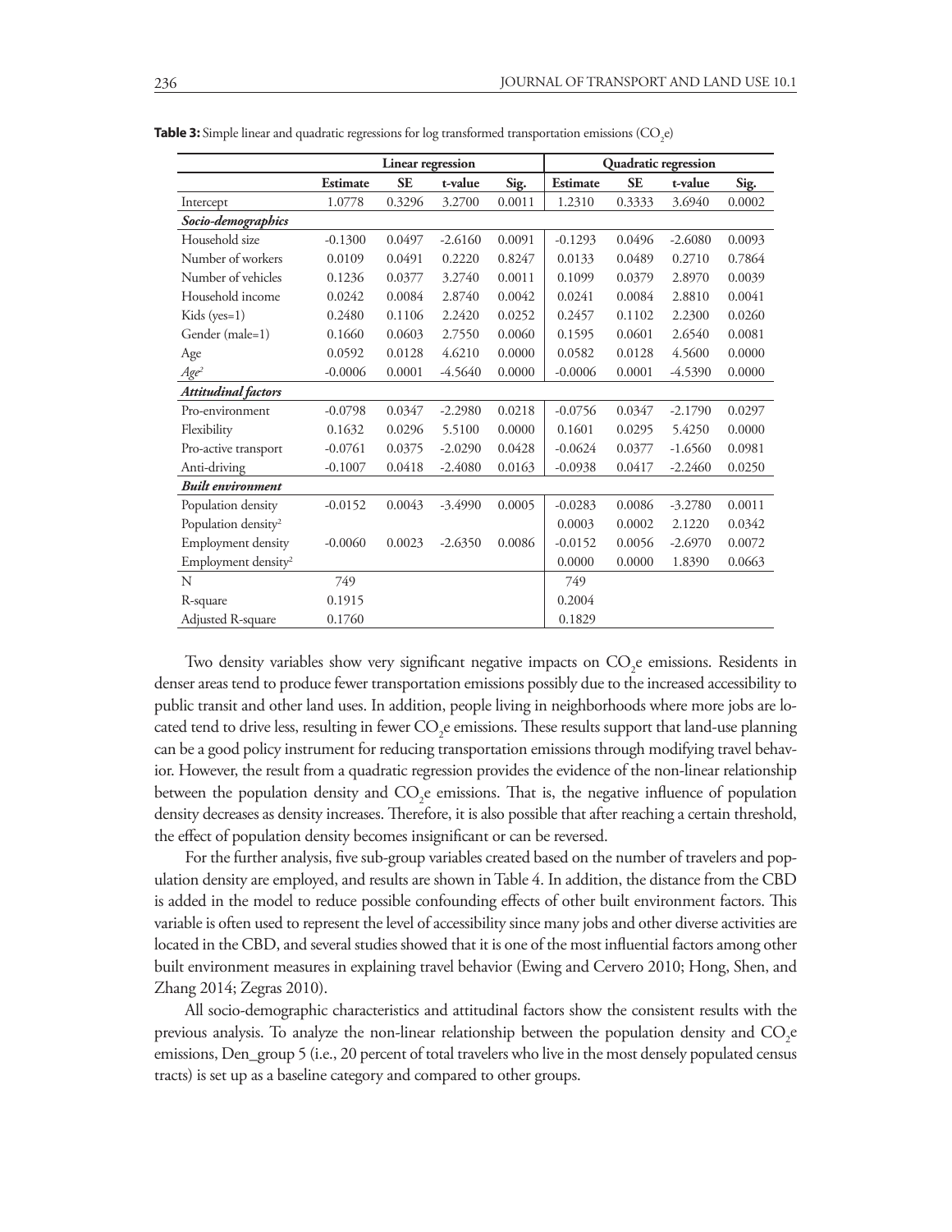**Table 3:** Simple linear and quadratic regressions for log transformed transportation emissions ($CO_2e$)

| | Linear regression | | | | Quadratic regression | | | |
|---|---|---|---|---|---|---|---|---|
| | **Estimate** | **SE** | **t-value** | **Sig.** | **Estimate** | **SE** | **t-value** | **Sig.** |
| Intercept | 1.0778 | 0.3296 | 3.2700 | 0.0011 | 1.2310 | 0.3333 | 3.6940 | 0.0002 |
| ***Socio-demographics*** | | | | | | | | |
| Household size | -0.1300 | 0.0497 | -2.6160 | 0.0091 | -0.1293 | 0.0496 | -2.6080 | 0.0093 |
| Number of workers | 0.0109 | 0.0491 | 0.2220 | 0.8247 | 0.0133 | 0.0489 | 0.2710 | 0.7864 |
| Number of vehicles | 0.1236 | 0.0377 | 3.2740 | 0.0011 | 0.1099 | 0.0379 | 2.8970 | 0.0039 |
| Household income | 0.0242 | 0.0084 | 2.8740 | 0.0042 | 0.0241 | 0.0084 | 2.8810 | 0.0041 |
| Kids (yes=1) | 0.2480 | 0.1106 | 2.2420 | 0.0252 | 0.2457 | 0.1102 | 2.2300 | 0.0260 |
| Gender (male=1) | 0.1660 | 0.0603 | 2.7550 | 0.0060 | 0.1595 | 0.0601 | 2.6540 | 0.0081 |
| Age | 0.0592 | 0.0128 | 4.6210 | 0.0000 | 0.0582 | 0.0128 | 4.5600 | 0.0000 |
| $Age^2$ | -0.0006 | 0.0001 | -4.5640 | 0.0000 | -0.0006 | 0.0001 | -4.5390 | 0.0000 |
| ***Attitudinal factors*** | | | | | | | | |
| Pro-environment | -0.0798 | 0.0347 | -2.2980 | 0.0218 | -0.0756 | 0.0347 | -2.1790 | 0.0297 |
| Flexibility | 0.1632 | 0.0296 | 5.5100 | 0.0000 | 0.1601 | 0.0295 | 5.4250 | 0.0000 |
| Pro-active transport | -0.0761 | 0.0375 | -2.0290 | 0.0428 | -0.0624 | 0.0377 | -1.6560 | 0.0981 |
| Anti-driving | -0.1007 | 0.0418 | -2.4080 | 0.0163 | -0.0938 | 0.0417 | -2.2460 | 0.0250 |
| ***Built environment*** | | | | | | | | |
| Population density | -0.0152 | 0.0043 | -3.4990 | 0.0005 | -0.0283 | 0.0086 | -3.2780 | 0.0011 |
| Population $density^2$ | | | | | 0.0003 | 0.0002 | 2.1220 | 0.0342 |
| Employment density | -0.0060 | 0.0023 | -2.6350 | 0.0086 | -0.0152 | 0.0056 | -2.6970 | 0.0072 |
| Employment $density^2$ | | | | | 0.0000 | 0.0000 | 1.8390 | 0.0663 |
| N | 749 | | | | 749 | | | |
| R-square | 0.1915 | | | | 0.2004 | | | |
| Adjusted R-square | 0.1760 | | | | 0.1829 | | | |

Two density variables show very significant negative impacts on $CO_2e$ emissions. Residents in denser areas tend to produce fewer transportation emissions possibly due to the increased accessibility to public transit and other land uses. In addition, people living in neighborhoods where more jobs are located tend to drive less, resulting in fewer $CO_2e$ emissions. These results support that land-use planning can be a good policy instrument for reducing transportation emissions through modifying travel behavior. However, the result from a quadratic regression provides the evidence of the non-linear relationship between the population density and $CO_2e$ emissions. That is, the negative influence of population density decreases as density increases. Therefore, it is also possible that after reaching a certain threshold, the effect of population density becomes insignificant or can be reversed.

For the further analysis, five sub-group variables created based on the number of travelers and population density are employed, and results are shown in Table 4. In addition, the distance from the CBD is added in the model to reduce possible confounding effects of other built environment factors. This variable is often used to represent the level of accessibility since many jobs and other diverse activities are located in the CBD, and several studies showed that it is one of the most influential factors among other built environment measures in explaining travel behavior (Ewing and Cervero 2010; Hong, Shen, and Zhang 2014; Zegras 2010).

All socio-demographic characteristics and attitudinal factors show the consistent results with the previous analysis. To analyze the non-linear relationship between the population density and $CO_2e$ emissions, Den_group 5 (i.e., 20 percent of total travelers who live in the most densely populated census tracts) is set up as a baseline category and compared to other groups.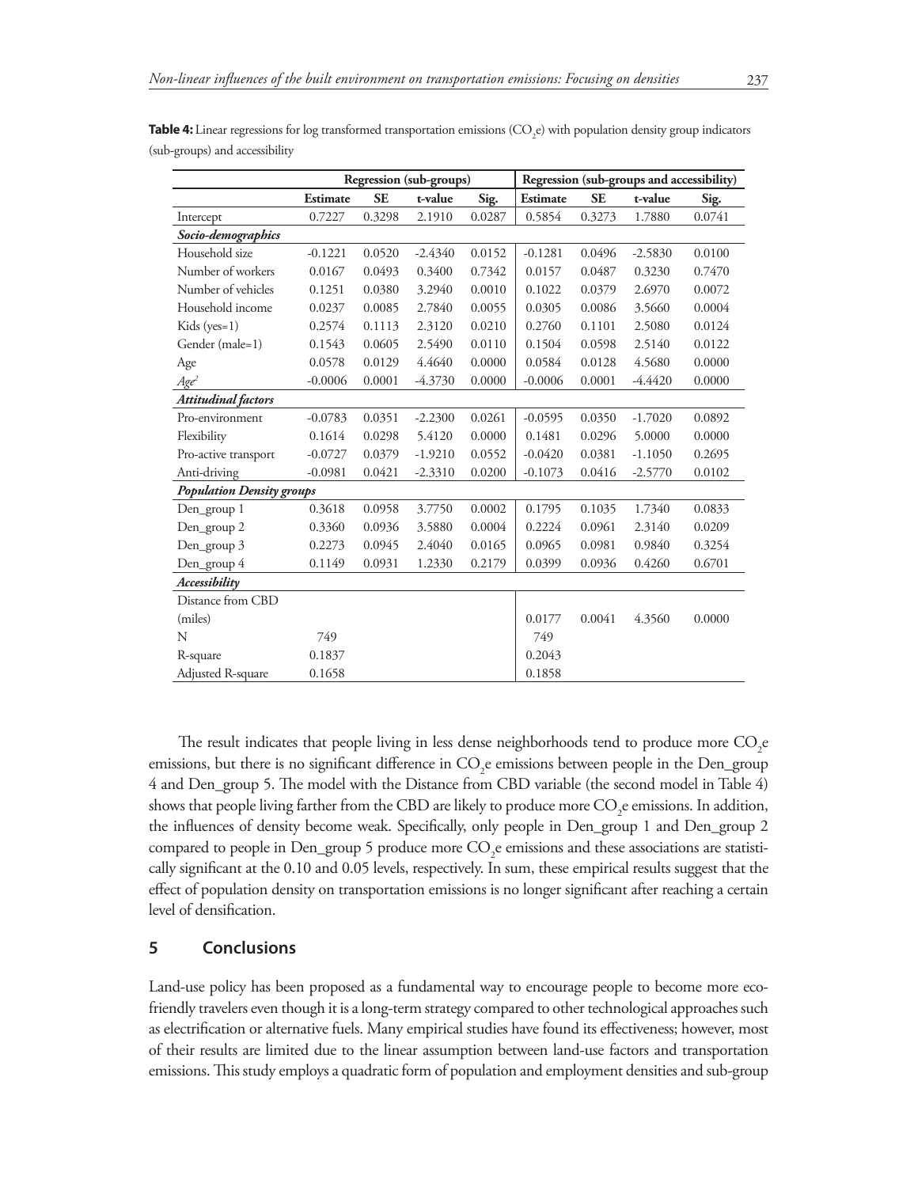**Table 4:** Linear regressions for log transformed transportation emissions ($CO_2e$) with population density group indicators (sub-groups) and accessibility

| | Regression (sub-groups) | | | | Regression (sub-groups and accessibility) | | | |
|---|---|---|---|---|---|---|---|---|
| | **Estimate** | **SE** | **t-value** | **Sig.** | **Estimate** | **SE** | **t-value** | **Sig.** |
| Intercept | 0.7227 | 0.3298 | 2.1910 | 0.0287 | 0.5854 | 0.3273 | 1.7880 | 0.0741 |
| ***Socio-demographics*** | | | | | | | | |
| Household size | -0.1221 | 0.0520 | -2.4340 | 0.0152 | -0.1281 | 0.0496 | -2.5830 | 0.0100 |
| Number of workers | 0.0167 | 0.0493 | 0.3400 | 0.7342 | 0.0157 | 0.0487 | 0.3230 | 0.7470 |
| Number of vehicles | 0.1251 | 0.0380 | 3.2940 | 0.0010 | 0.1022 | 0.0379 | 2.6970 | 0.0072 |
| Household income | 0.0237 | 0.0085 | 2.7840 | 0.0055 | 0.0305 | 0.0086 | 3.5660 | 0.0004 |
| Kids (yes=1) | 0.2574 | 0.1113 | 2.3120 | 0.0210 | 0.2760 | 0.1101 | 2.5080 | 0.0124 |
| Gender (male=1) | 0.1543 | 0.0605 | 2.5490 | 0.0110 | 0.1504 | 0.0598 | 2.5140 | 0.0122 |
| Age | 0.0578 | 0.0129 | 4.4640 | 0.0000 | 0.0584 | 0.0128 | 4.5680 | 0.0000 |
| $Age^2$ | -0.0006 | 0.0001 | -4.3730 | 0.0000 | -0.0006 | 0.0001 | -4.4420 | 0.0000 |
| ***Attitudinal factors*** | | | | | | | | |
| Pro-environment | -0.0783 | 0.0351 | -2.2300 | 0.0261 | -0.0595 | 0.0350 | -1.7020 | 0.0892 |
| Flexibility | 0.1614 | 0.0298 | 5.4120 | 0.0000 | 0.1481 | 0.0296 | 5.0000 | 0.0000 |
| Pro-active transport | -0.0727 | 0.0379 | -1.9210 | 0.0552 | -0.0420 | 0.0381 | -1.1050 | 0.2695 |
| Anti-driving | -0.0981 | 0.0421 | -2.3310 | 0.0200 | -0.1073 | 0.0416 | -2.5770 | 0.0102 |
| ***Population Density groups*** | | | | | | | | |
| Den_group 1 | 0.3618 | 0.0958 | 3.7750 | 0.0002 | 0.1795 | 0.1035 | 1.7340 | 0.0833 |
| Den_group 2 | 0.3360 | 0.0936 | 3.5880 | 0.0004 | 0.2224 | 0.0961 | 2.3140 | 0.0209 |
| Den_group 3 | 0.2273 | 0.0945 | 2.4040 | 0.0165 | 0.0965 | 0.0981 | 0.9840 | 0.3254 |
| Den_group 4 | 0.1149 | 0.0931 | 1.2330 | 0.2179 | 0.0399 | 0.0936 | 0.4260 | 0.6701 |
| ***Accessibility*** | | | | | | | | |
| Distance from CBD (miles) | | | | | 0.0177 | 0.0041 | 4.3560 | 0.0000 |
| N | 749 | | | | 749 | | | |
| R-square | 0.1837 | | | | 0.2043 | | | |
| Adjusted R-square | 0.1658 | | | | 0.1858 | | | |

The result indicates that people living in less dense neighborhoods tend to produce more $CO_2e$ emissions, but there is no significant difference in $CO_2e$ emissions between people in the Den_group 4 and Den_group 5. The model with the Distance from CBD variable (the second model in Table 4) shows that people living farther from the CBD are likely to produce more $CO_2e$ emissions. In addition, the influences of density become weak. Specifically, only people in Den_group 1 and Den_group 2 compared to people in Den_group 5 produce more $CO_2e$ emissions and these associations are statistically significant at the 0.10 and 0.05 levels, respectively. In sum, these empirical results suggest that the effect of population density on transportation emissions is no longer significant after reaching a certain level of densification.

## 5 Conclusions

Land-use policy has been proposed as a fundamental way to encourage people to become more eco-friendly travelers even though it is a long-term strategy compared to other technological approaches such as electrification or alternative fuels. Many empirical studies have found its effectiveness; however, most of their results are limited due to the linear assumption between land-use factors and transportation emissions. This study employs a quadratic form of population and employment densities and sub-group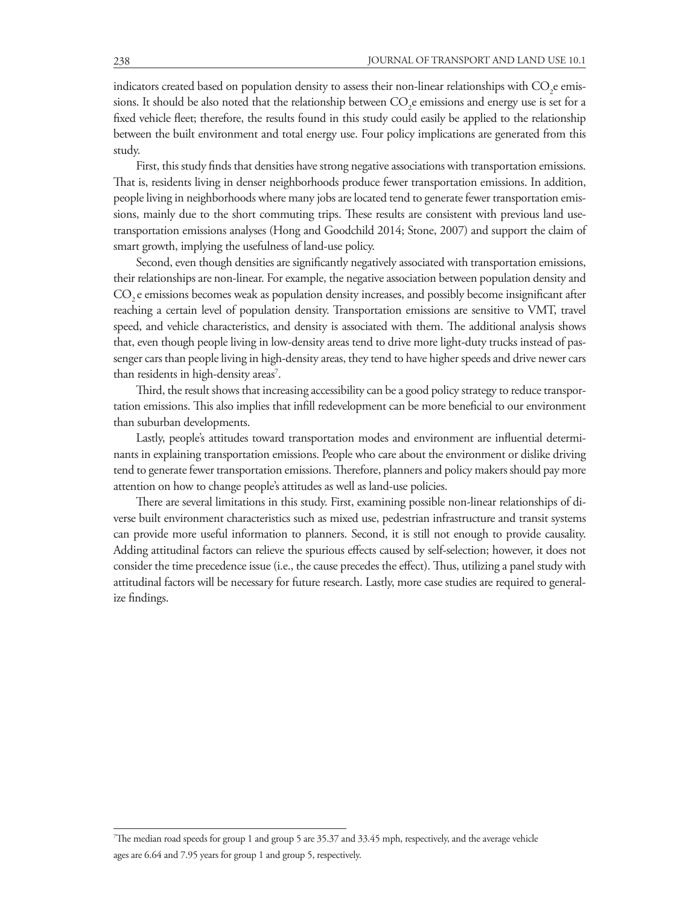indicators created based on population density to assess their non-linear relationships with $CO_2$e emissions. It should be also noted that the relationship between $CO_2$e emissions and energy use is set for a fixed vehicle fleet; therefore, the results found in this study could easily be applied to the relationship between the built environment and total energy use. Four policy implications are generated from this study.

First, this study finds that densities have strong negative associations with transportation emissions. That is, residents living in denser neighborhoods produce fewer transportation emissions. In addition, people living in neighborhoods where many jobs are located tend to generate fewer transportation emissions, mainly due to the short commuting trips. These results are consistent with previous land use-transportation emissions analyses (Hong and Goodchild 2014; Stone, 2007) and support the claim of smart growth, implying the usefulness of land-use policy.

Second, even though densities are significantly negatively associated with transportation emissions, their relationships are non-linear. For example, the negative association between population density and $CO_2$ e emissions becomes weak as population density increases, and possibly become insignificant after reaching a certain level of population density. Transportation emissions are sensitive to VMT, travel speed, and vehicle characteristics, and density is associated with them. The additional analysis shows that, even though people living in low-density areas tend to drive more light-duty trucks instead of passenger cars than people living in high-density areas, they tend to have higher speeds and drive newer cars than residents in high-density areas[7].

Third, the result shows that increasing accessibility can be a good policy strategy to reduce transportation emissions. This also implies that infill redevelopment can be more beneficial to our environment than suburban developments.

Lastly, people's attitudes toward transportation modes and environment are influential determinants in explaining transportation emissions. People who care about the environment or dislike driving tend to generate fewer transportation emissions. Therefore, planners and policy makers should pay more attention on how to change people's attitudes as well as land-use policies.

There are several limitations in this study. First, examining possible non-linear relationships of diverse built environment characteristics such as mixed use, pedestrian infrastructure and transit systems can provide more useful information to planners. Second, it is still not enough to provide causality. Adding attitudinal factors can relieve the spurious effects caused by self-selection; however, it does not consider the time precedence issue (i.e., the cause precedes the effect). Thus, utilizing a panel study with attitudinal factors will be necessary for future research. Lastly, more case studies are required to generalize findings.

---

[7]The median road speeds for group 1 and group 5 are 35.37 and 33.45 mph, respectively, and the average vehicle ages are 6.64 and 7.95 years for group 1 and group 5, respectively.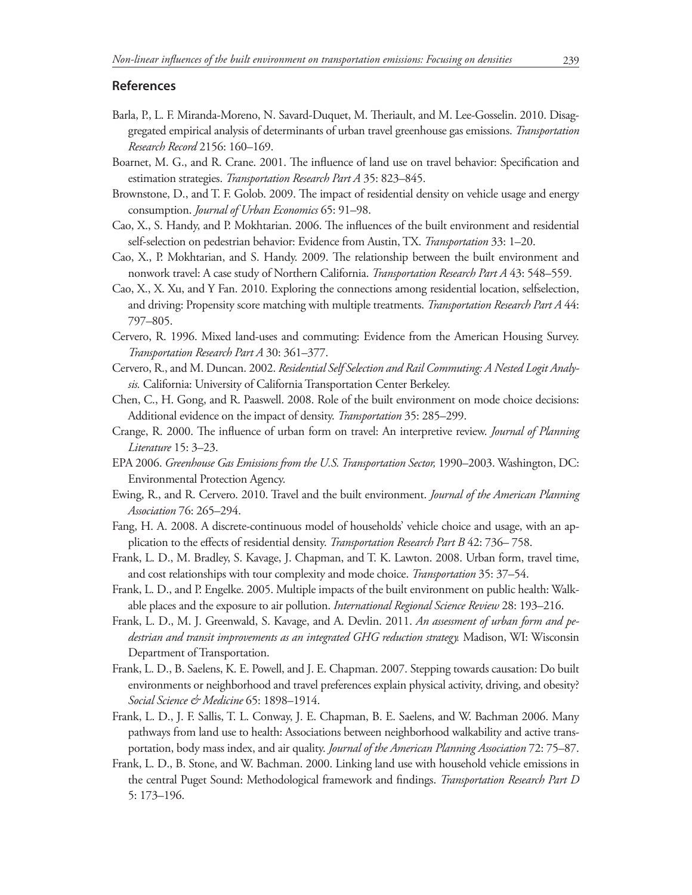## References

Barla, P., L. F. Miranda-Moreno, N. Savard-Duquet, M. Theriault, and M. Lee-Gosselin. 2010. Disaggregated empirical analysis of determinants of urban travel greenhouse gas emissions. *Transportation Research Record* 2156: 160–169.

Boarnet, M. G., and R. Crane. 2001. The influence of land use on travel behavior: Specification and estimation strategies. *Transportation Research Part A* 35: 823–845.

Brownstone, D., and T. F. Golob. 2009. The impact of residential density on vehicle usage and energy consumption. *Journal of Urban Economics* 65: 91–98.

Cao, X., S. Handy, and P. Mokhtarian. 2006. The influences of the built environment and residential self-selection on pedestrian behavior: Evidence from Austin, TX. *Transportation* 33: 1–20.

Cao, X., P. Mokhtarian, and S. Handy. 2009. The relationship between the built environment and nonwork travel: A case study of Northern California. *Transportation Research Part A* 43: 548–559.

Cao, X., X. Xu, and Y Fan. 2010. Exploring the connections among residential location, selfselection, and driving: Propensity score matching with multiple treatments. *Transportation Research Part A* 44: 797–805.

Cervero, R. 1996. Mixed land-uses and commuting: Evidence from the American Housing Survey. *Transportation Research Part A* 30: 361–377.

Cervero, R., and M. Duncan. 2002. *Residential Self Selection and Rail Commuting: A Nested Logit Analysis.* California: University of California Transportation Center Berkeley.

Chen, C., H. Gong, and R. Paaswell. 2008. Role of the built environment on mode choice decisions: Additional evidence on the impact of density. *Transportation* 35: 285–299.

Crange, R. 2000. The influence of urban form on travel: An interpretive review. *Journal of Planning Literature* 15: 3–23.

EPA 2006. *Greenhouse Gas Emissions from the U.S. Transportation Sector,* 1990–2003. Washington, DC: Environmental Protection Agency.

Ewing, R., and R. Cervero. 2010. Travel and the built environment. *Journal of the American Planning Association* 76: 265–294.

Fang, H. A. 2008. A discrete-continuous model of households' vehicle choice and usage, with an application to the effects of residential density. *Transportation Research Part B* 42: 736– 758.

Frank, L. D., M. Bradley, S. Kavage, J. Chapman, and T. K. Lawton. 2008. Urban form, travel time, and cost relationships with tour complexity and mode choice. *Transportation* 35: 37–54.

Frank, L. D., and P. Engelke. 2005. Multiple impacts of the built environment on public health: Walkable places and the exposure to air pollution. *International Regional Science Review* 28: 193–216.

Frank, L. D., M. J. Greenwald, S. Kavage, and A. Devlin. 2011. *An assessment of urban form and pedestrian and transit improvements as an integrated GHG reduction strategy.* Madison, WI: Wisconsin Department of Transportation.

Frank, L. D., B. Saelens, K. E. Powell, and J. E. Chapman. 2007. Stepping towards causation: Do built environments or neighborhood and travel preferences explain physical activity, driving, and obesity? *Social Science & Medicine* 65: 1898–1914.

Frank, L. D., J. F. Sallis, T. L. Conway, J. E. Chapman, B. E. Saelens, and W. Bachman 2006. Many pathways from land use to health: Associations between neighborhood walkability and active transportation, body mass index, and air quality. *Journal of the American Planning Association* 72: 75–87.

Frank, L. D., B. Stone, and W. Bachman. 2000. Linking land use with household vehicle emissions in the central Puget Sound: Methodological framework and findings. *Transportation Research Part D* 5: 173–196.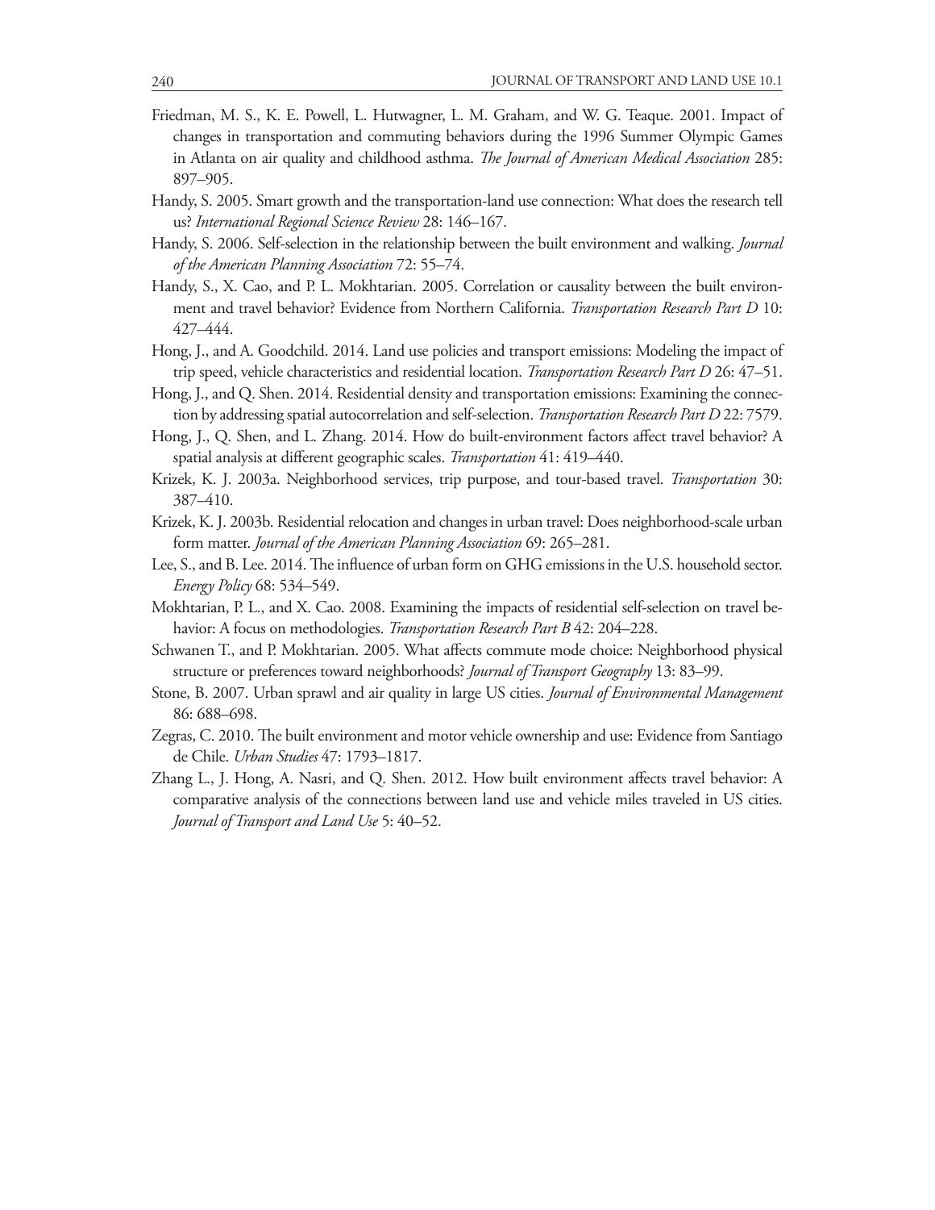Friedman, M. S., K. E. Powell, L. Hutwagner, L. M. Graham, and W. G. Teaque. 2001. Impact of changes in transportation and commuting behaviors during the 1996 Summer Olympic Games in Atlanta on air quality and childhood asthma. *The Journal of American Medical Association* 285: 897–905.

Handy, S. 2005. Smart growth and the transportation-land use connection: What does the research tell us? *International Regional Science Review* 28: 146–167.

Handy, S. 2006. Self-selection in the relationship between the built environment and walking. *Journal of the American Planning Association* 72: 55–74.

Handy, S., X. Cao, and P. L. Mokhtarian. 2005. Correlation or causality between the built environment and travel behavior? Evidence from Northern California. *Transportation Research Part D* 10: 427–444.

Hong, J., and A. Goodchild. 2014. Land use policies and transport emissions: Modeling the impact of trip speed, vehicle characteristics and residential location. *Transportation Research Part D* 26: 47–51.

Hong, J., and Q. Shen. 2014. Residential density and transportation emissions: Examining the connection by addressing spatial autocorrelation and self-selection. *Transportation Research Part D* 22: 7579.

Hong, J., Q. Shen, and L. Zhang. 2014. How do built-environment factors affect travel behavior? A spatial analysis at different geographic scales. *Transportation* 41: 419–440.

Krizek, K. J. 2003a. Neighborhood services, trip purpose, and tour-based travel. *Transportation* 30: 387–410.

Krizek, K. J. 2003b. Residential relocation and changes in urban travel: Does neighborhood-scale urban form matter. *Journal of the American Planning Association* 69: 265–281.

Lee, S., and B. Lee. 2014. The influence of urban form on GHG emissions in the U.S. household sector. *Energy Policy* 68: 534–549.

Mokhtarian, P. L., and X. Cao. 2008. Examining the impacts of residential self-selection on travel behavior: A focus on methodologies. *Transportation Research Part B* 42: 204–228.

Schwanen T., and P. Mokhtarian. 2005. What affects commute mode choice: Neighborhood physical structure or preferences toward neighborhoods? *Journal of Transport Geography* 13: 83–99.

Stone, B. 2007. Urban sprawl and air quality in large US cities. *Journal of Environmental Management* 86: 688–698.

Zegras, C. 2010. The built environment and motor vehicle ownership and use: Evidence from Santiago de Chile. *Urban Studies* 47: 1793–1817.

Zhang L., J. Hong, A. Nasri, and Q. Shen. 2012. How built environment affects travel behavior: A comparative analysis of the connections between land use and vehicle miles traveled in US cities. *Journal of Transport and Land Use* 5: 40–52.